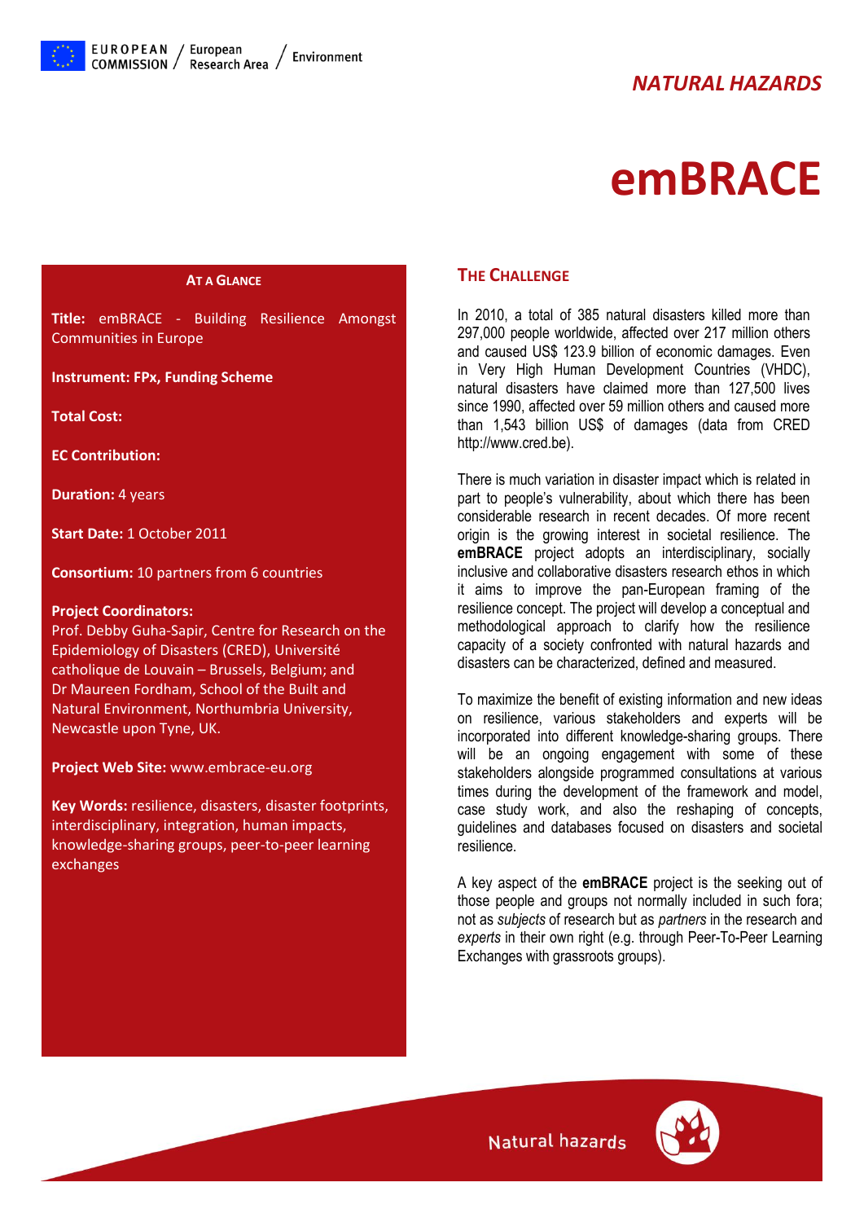# NATURAL HAZARDS

# emBRACE

## AT A GLANCE

**Title:** emBRACE - Building Resilience Amongst Communities in Europe

**Instrument: FPx, Funding Scheme**

**Total Cost:**

**EC Contribution:**

**Duration:** 4 years

**Start Date:** 1 October 2011

**Consortium:** 10 partners from 6 countries

**Project Coordinators:**
Prof. Debby Guha-Sapir, Centre for Research on the Epidemiology of Disasters (CRED), Université catholique de Louvain – Brussels, Belgium; and Dr Maureen Fordham, School of the Built and Natural Environment, Northumbria University, Newcastle upon Tyne, UK.

**Project Web Site:** www.embrace-eu.org

**Key Words:** resilience, disasters, disaster footprints, interdisciplinary, integration, human impacts, knowledge-sharing groups, peer-to-peer learning exchanges

## THE CHALLENGE

In 2010, a total of 385 natural disasters killed more than 297,000 people worldwide, affected over 217 million others and caused US$ 123.9 billion of economic damages. Even in Very High Human Development Countries (VHDC), natural disasters have claimed more than 127,500 lives since 1990, affected over 59 million others and caused more than 1,543 billion US$ of damages (data from CRED http://www.cred.be).

There is much variation in disaster impact which is related in part to people's vulnerability, about which there has been considerable research in recent decades. Of more recent origin is the growing interest in societal resilience. The **emBRACE** project adopts an interdisciplinary, socially inclusive and collaborative disasters research ethos in which it aims to improve the pan-European framing of the resilience concept. The project will develop a conceptual and methodological approach to clarify how the resilience capacity of a society confronted with natural hazards and disasters can be characterized, defined and measured.

To maximize the benefit of existing information and new ideas on resilience, various stakeholders and experts will be incorporated into different knowledge-sharing groups. There will be an ongoing engagement with some of these stakeholders alongside programmed consultations at various times during the development of the framework and model, case study work, and also the reshaping of concepts, guidelines and databases focused on disasters and societal resilience.

A key aspect of the **emBRACE** project is the seeking out of those people and groups not normally included in such fora; not as *subjects* of research but as *partners* in the research and *experts* in their own right (e.g. through Peer-To-Peer Learning Exchanges with grassroots groups).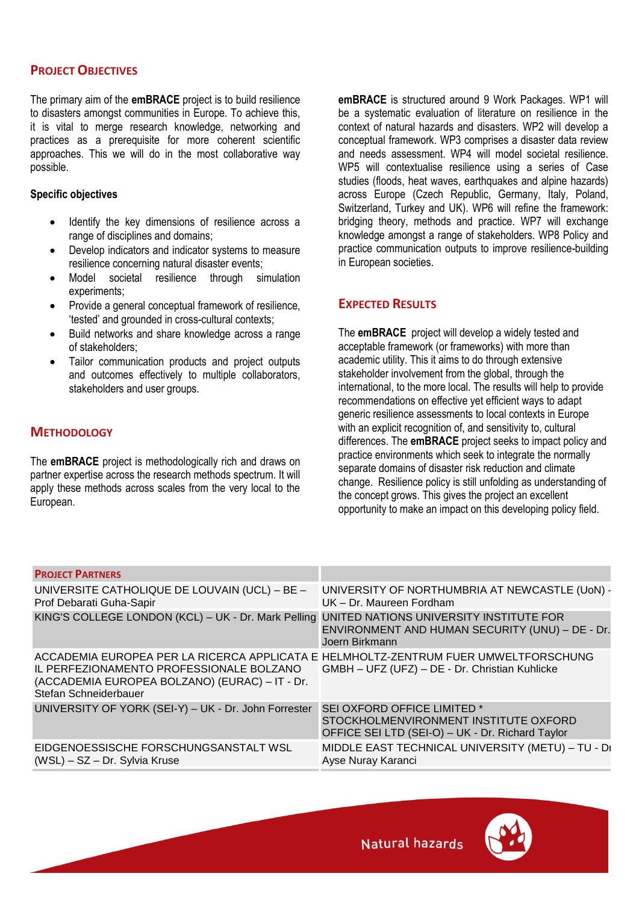## Project Objectives

The primary aim of the **emBRACE** project is to build resilience to disasters amongst communities in Europe. To achieve this, it is vital to merge research knowledge, networking and practices as a prerequisite for more coherent scientific approaches. This we will do in the most collaborative way possible.

**Specific objectives**

- Identify the key dimensions of resilience across a range of disciplines and domains;
- Develop indicators and indicator systems to measure resilience concerning natural disaster events;
- Model societal resilience through simulation experiments;
- Provide a general conceptual framework of resilience, 'tested' and grounded in cross-cultural contexts;
- Build networks and share knowledge across a range of stakeholders;
- Tailor communication products and project outputs and outcomes effectively to multiple collaborators, stakeholders and user groups.

## Methodology

The **emBRACE** project is methodologically rich and draws on partner expertise across the research methods spectrum. It will apply these methods across scales from the very local to the European.

**emBRACE** is structured around 9 Work Packages. WP1 will be a systematic evaluation of literature on resilience in the context of natural hazards and disasters. WP2 will develop a conceptual framework. WP3 comprises a disaster data review and needs assessment. WP4 will model societal resilience. WP5 will contextualise resilience using a series of Case studies (floods, heat waves, earthquakes and alpine hazards) across Europe (Czech Republic, Germany, Italy, Poland, Switzerland, Turkey and UK). WP6 will refine the framework: bridging theory, methods and practice. WP7 will exchange knowledge amongst a range of stakeholders. WP8 Policy and practice communication outputs to improve resilience-building in European societies.

## Expected Results

The **emBRACE** project will develop a widely tested and acceptable framework (or frameworks) with more than academic utility. This it aims to do through extensive stakeholder involvement from the global, through the international, to the more local. The results will help to provide recommendations on effective yet efficient ways to adapt generic resilience assessments to local contexts in Europe with an explicit recognition of, and sensitivity to, cultural differences. The **emBRACE** project seeks to impact policy and practice environments which seek to integrate the normally separate domains of disaster risk reduction and climate change. Resilience policy is still unfolding as understanding of the concept grows. This gives the project an excellent opportunity to make an impact on this developing policy field.

| Project Partners | |
|---|---|
| UNIVERSITE CATHOLIQUE DE LOUVAIN (UCL) – BE – Prof Debarati Guha-Sapir | UNIVERSITY OF NORTHUMBRIA AT NEWCASTLE (UoN) - UK – Dr. Maureen Fordham |
| KING'S COLLEGE LONDON (KCL) – UK - Dr. Mark Pelling | UNITED NATIONS UNIVERSITY INSTITUTE FOR ENVIRONMENT AND HUMAN SECURITY (UNU) – DE - Dr. Joern Birkmann |
| ACCADEMIA EUROPEA PER LA RICERCA APPLICATA E IL PERFEZIONAMENTO PROFESSIONALE BOLZANO (ACCADEMIA EUROPEA BOLZANO) (EURAC) – IT - Dr. Stefan Schneiderbauer | HELMHOLTZ-ZENTRUM FUER UMWELTFORSCHUNG GMBH – UFZ (UFZ) – DE - Dr. Christian Kuhlicke |
| UNIVERSITY OF YORK (SEI-Y) – UK - Dr. John Forrester | SEI OXFORD OFFICE LIMITED * STOCKHOLMENVIRONMENT INSTITUTE OXFORD OFFICE SEI LTD (SEI-O) – UK - Dr. Richard Taylor |
| EIDGENOESSISCHE FORSCHUNGSANSTALT WSL (WSL) – SZ – Dr. Sylvia Kruse | MIDDLE EAST TECHNICAL UNIVERSITY (METU) – TU - Dr Ayse Nuray Karanci |

Natural hazards